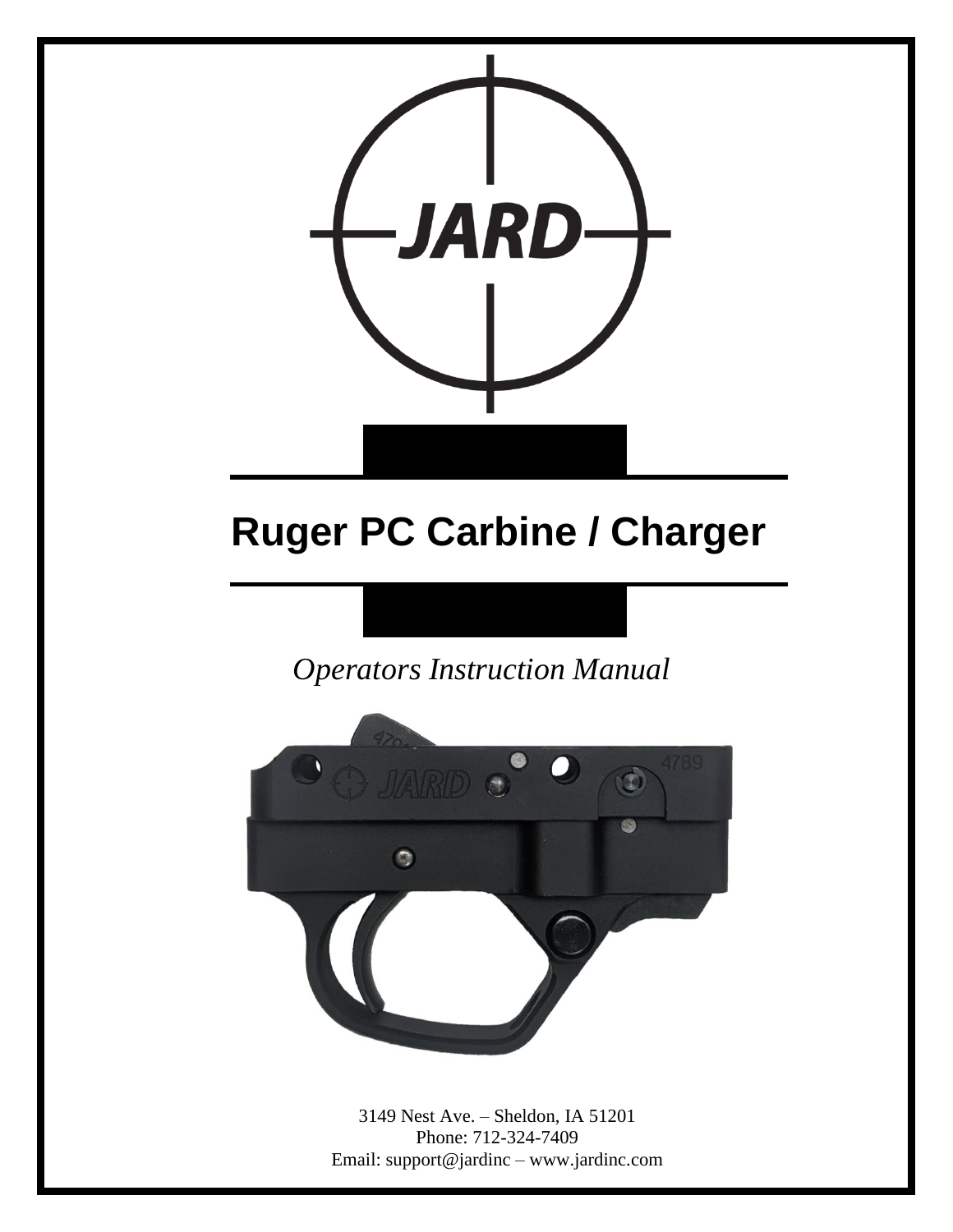# Ruger PC Carbine / Charger

*Operators Instruction Manual*

3149 Nest Ave. – Sheldon, IA 51201
Phone: 712-324-7409
Email: support@jardinc – www.jardinc.com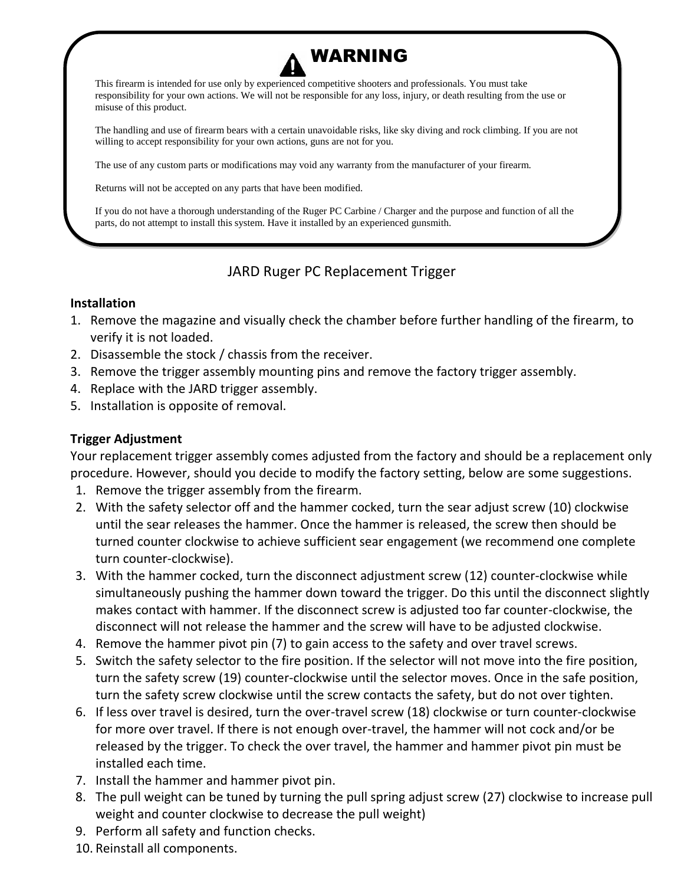## ⚠ WARNING

This firearm is intended for use only by experienced competitive shooters and professionals. You must take responsibility for your own actions. We will not be responsible for any loss, injury, or death resulting from the use or misuse of this product.

The handling and use of firearm bears with a certain unavoidable risks, like sky diving and rock climbing. If you are not willing to accept responsibility for your own actions, guns are not for you.

The use of any custom parts or modifications may void any warranty from the manufacturer of your firearm.

Returns will not be accepted on any parts that have been modified.

If you do not have a thorough understanding of the Ruger PC Carbine / Charger and the purpose and function of all the parts, do not attempt to install this system. Have it installed by an experienced gunsmith.

# JARD Ruger PC Replacement Trigger

**Installation**

1. Remove the magazine and visually check the chamber before further handling of the firearm, to verify it is not loaded.
2. Disassemble the stock / chassis from the receiver.
3. Remove the trigger assembly mounting pins and remove the factory trigger assembly.
4. Replace with the JARD trigger assembly.
5. Installation is opposite of removal.

**Trigger Adjustment**

Your replacement trigger assembly comes adjusted from the factory and should be a replacement only procedure. However, should you decide to modify the factory setting, below are some suggestions.

1. Remove the trigger assembly from the firearm.
2. With the safety selector off and the hammer cocked, turn the sear adjust screw (10) clockwise until the sear releases the hammer. Once the hammer is released, the screw then should be turned counter clockwise to achieve sufficient sear engagement (we recommend one complete turn counter-clockwise).
3. With the hammer cocked, turn the disconnect adjustment screw (12) counter-clockwise while simultaneously pushing the hammer down toward the trigger. Do this until the disconnect slightly makes contact with hammer. If the disconnect screw is adjusted too far counter-clockwise, the disconnect will not release the hammer and the screw will have to be adjusted clockwise.
4. Remove the hammer pivot pin (7) to gain access to the safety and over travel screws.
5. Switch the safety selector to the fire position. If the selector will not move into the fire position, turn the safety screw (19) counter-clockwise until the selector moves. Once in the safe position, turn the safety screw clockwise until the screw contacts the safety, but do not over tighten.
6. If less over travel is desired, turn the over-travel screw (18) clockwise or turn counter-clockwise for more over travel. If there is not enough over-travel, the hammer will not cock and/or be released by the trigger. To check the over travel, the hammer and hammer pivot pin must be installed each time.
7. Install the hammer and hammer pivot pin.
8. The pull weight can be tuned by turning the pull spring adjust screw (27) clockwise to increase pull weight and counter clockwise to decrease the pull weight)
9. Perform all safety and function checks.
10. Reinstall all components.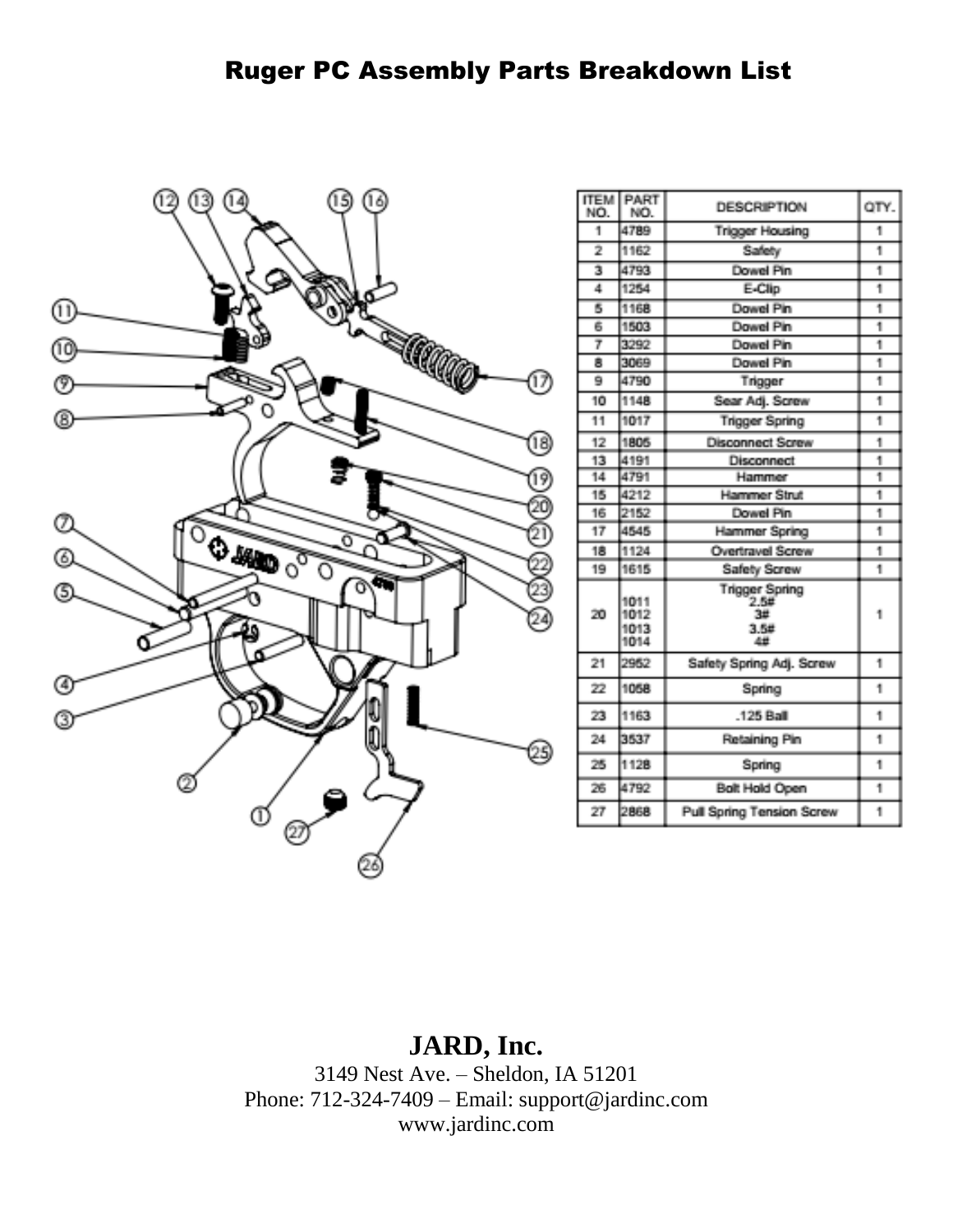# Ruger PC Assembly Parts Breakdown List

| ITEM NO. | PART NO. | DESCRIPTION | QTY. |
|---|---|---|---|
| 1 | 4789 | Trigger Housing | 1 |
| 2 | 1162 | Safety | 1 |
| 3 | 4793 | Dowel Pin | 1 |
| 4 | 1254 | E-Clip | 1 |
| 5 | 1168 | Dowel Pin | 1 |
| 6 | 1503 | Dowel Pin | 1 |
| 7 | 3292 | Dowel Pin | 1 |
| 8 | 3069 | Dowel Pin | 1 |
| 9 | 4790 | Trigger | 1 |
| 10 | 1148 | Sear Adj. Screw | 1 |
| 11 | 1017 | Trigger Spring | 1 |
| 12 | 1805 | Disconnect Screw | 1 |
| 13 | 4191 | Disconnect | 1 |
| 14 | 4791 | Hammer | 1 |
| 15 | 4212 | Hammer Strut | 1 |
| 16 | 2152 | Dowel Pin | 1 |
| 17 | 4545 | Hammer Spring | 1 |
| 18 | 1124 | Overtravel Screw | 1 |
| 19 | 1615 | Safety Screw | 1 |
| 20 | 1011<br>1012<br>1013<br>1014 | Trigger Spring<br>2.5#<br>3#<br>3.5#<br>4# | 1 |
| 21 | 2952 | Safety Spring Adj. Screw | 1 |
| 22 | 1058 | Spring | 1 |
| 23 | 1163 | .125 Ball | 1 |
| 24 | 3537 | Retaining Pin | 1 |
| 25 | 1128 | Spring | 1 |
| 26 | 4792 | Bolt Hold Open | 1 |
| 27 | 2868 | Pull Spring Tension Screw | 1 |

**JARD, Inc.**

3149 Nest Ave. – Sheldon, IA 51201

Phone: 712-324-7409 – Email: support@jardinc.com

www.jardinc.com